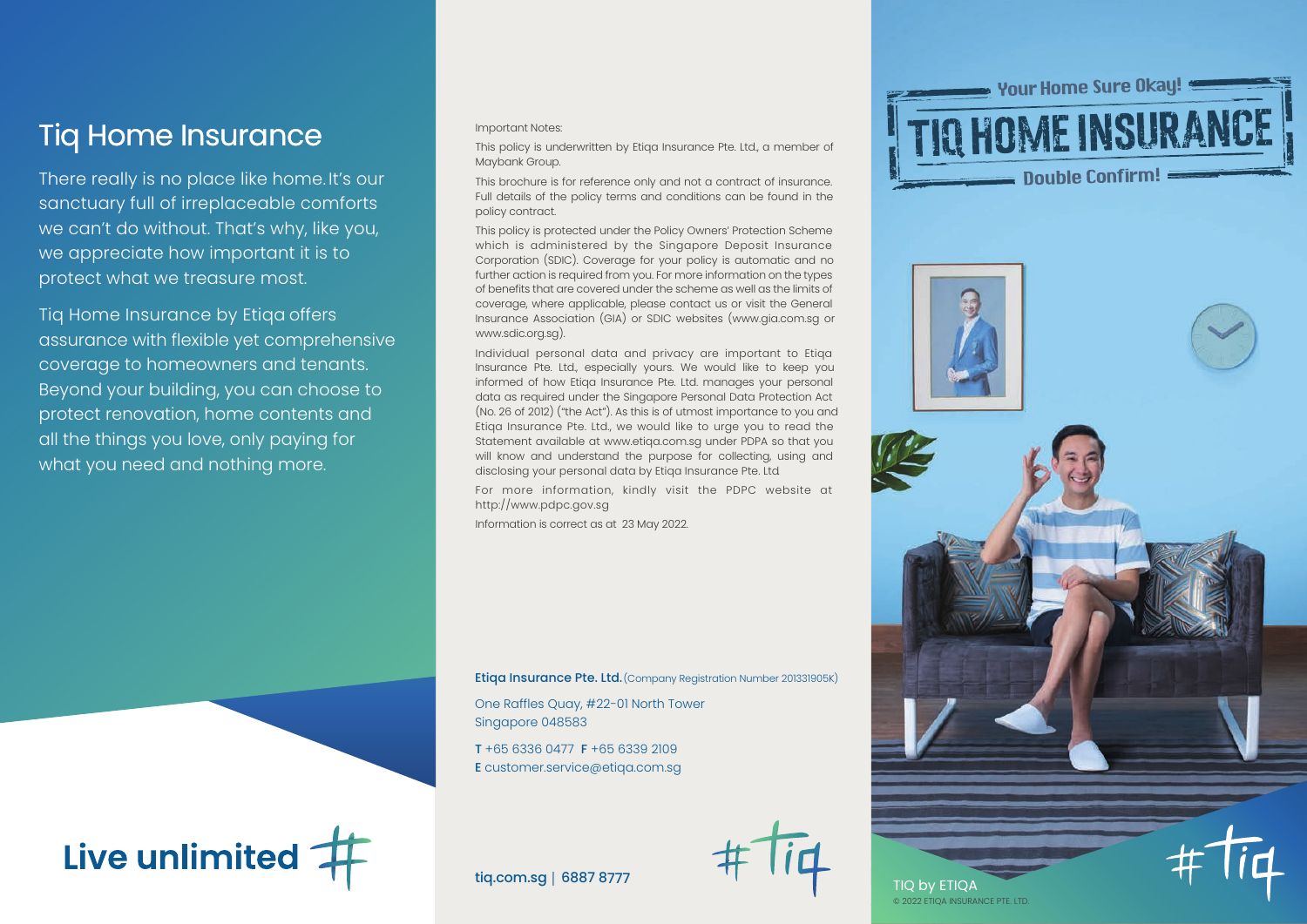# Tiq Home Insurance

There really is no place like home. It's our sanctuary full of irreplaceable comforts we can't do without. That's why, like you, we appreciate how important it is to protect what we treasure most.

Tiq Home Insurance by Etiqa offers assurance with flexible yet comprehensive coverage to homeowners and tenants. Beyond your building, you can choose to protect renovation, home contents and all the things you love, only paying for what you need and nothing more.

**Live unlimited #**

Important Notes:

This policy is underwritten by Etiqa Insurance Pte. Ltd., a member of Maybank Group.

This brochure is for reference only and not a contract of insurance. Full details of the policy terms and conditions can be found in the policy contract.

This policy is protected under the Policy Owners' Protection Scheme which is administered by the Singapore Deposit Insurance Corporation (SDIC). Coverage for your policy is automatic and no further action is required from you. For more information on the types of benefits that are covered under the scheme as well as the limits of coverage, where applicable, please contact us or visit the General Insurance Association (GIA) or SDIC websites (www.gia.com.sg or www.sdic.org.sg).

Individual personal data and privacy are important to Etiqa Insurance Pte. Ltd., especially yours. We would like to keep you informed of how Etiqa Insurance Pte. Ltd. manages your personal data as required under the Singapore Personal Data Protection Act (No. 26 of 2012) ("the Act"). As this is of utmost importance to you and Etiqa Insurance Pte. Ltd., we would like to urge you to read the Statement available at www.etiqa.com.sg under PDPA so that you will know and understand the purpose for collecting, using and disclosing your personal data by Etiqa Insurance Pte. Ltd.

For more information, kindly visit the PDPC website at http://www.pdpc.gov.sg

Information is correct as at 23 May 2022.

**Etiqa Insurance Pte. Ltd.** (Company Registration Number 201331905K)

One Raffles Quay, #22-01 North Tower
Singapore 048583

**T** +65 6336 0477 **F** +65 6339 2109
**E** customer.service@etiqa.com.sg

tiq.com.sg | 6887 8777

#Tiq

Your Home Sure Okay!

# TIQ HOME INSURANCE

Double Confirm!

TIQ by ETIQA

© 2022 ETIQA INSURANCE PTE. LTD.

#Tiq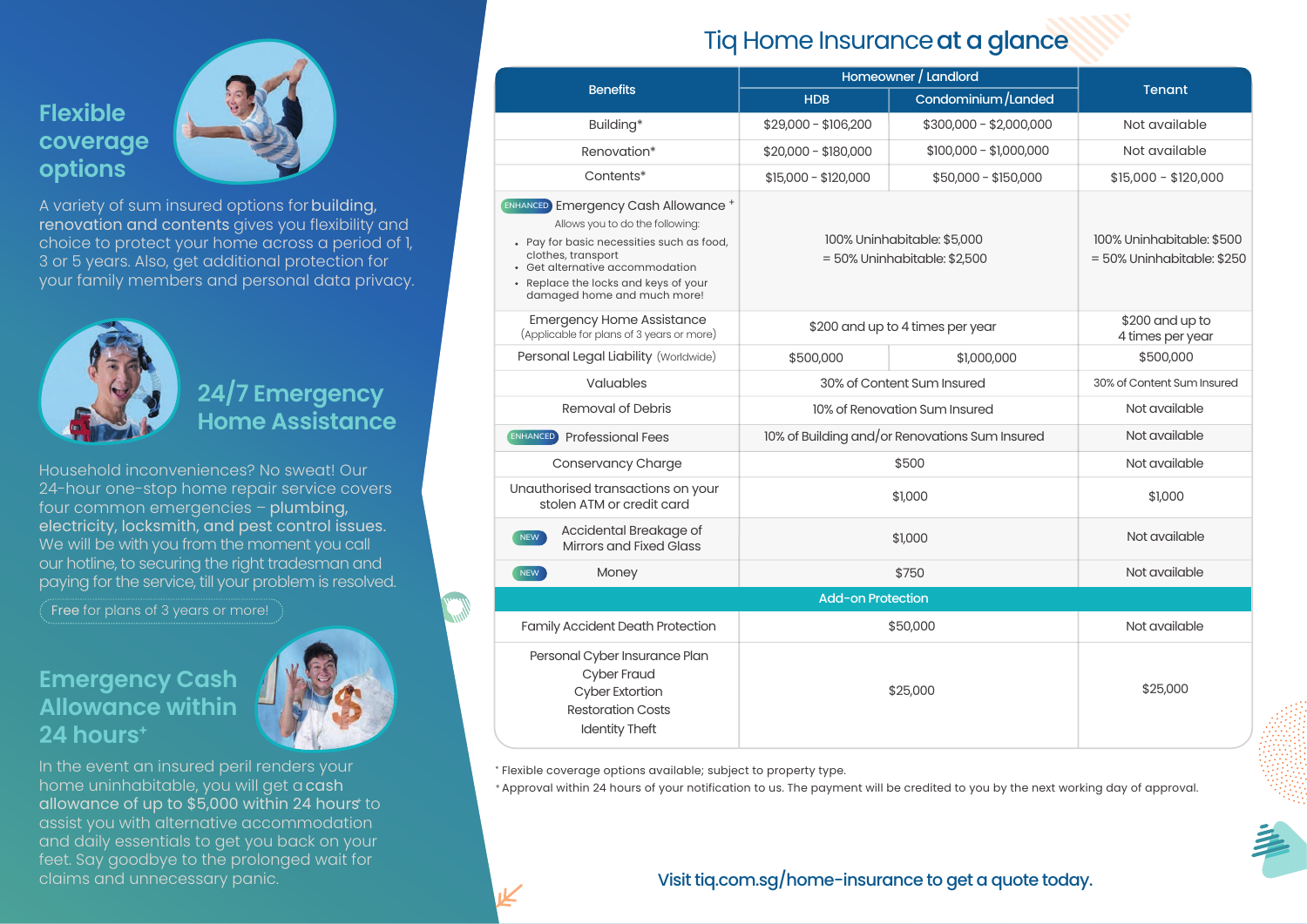## Flexible coverage options

A variety of sum insured options for **building, renovation and contents** gives you flexibility and choice to protect your home across a period of 1, 3 or 5 years. Also, get additional protection for your family members and personal data privacy.

## 24/7 Emergency Home Assistance

Household inconveniences? No sweat! Our 24-hour one-stop home repair service covers four common emergencies – **plumbing, electricity, locksmith, and pest control issues.** We will be with you from the moment you call our hotline, to securing the right tradesman and paying for the service, till your problem is resolved.

Free for plans of 3 years or more!

## Emergency Cash Allowance within 24 hours+

In the event an insured peril renders your home uninhabitable, you will get a **cash allowance of up to $5,000 within 24 hours+** to assist you with alternative accommodation and daily essentials to get you back on your feet. Say goodbye to the prolonged wait for claims and unnecessary panic.

# Tiq Home Insurance **at a glance**

| Benefits | Homeowner / Landlord | | Tenant |
|---|---|---|---|
| | HDB | Condominium/Landed | |
| Building* | $29,000 - $106,200 | $300,000 - $2,000,000 | Not available |
| Renovation* | $20,000 - $180,000 | $100,000 - $1,000,000 | Not available |
| Contents* | $15,000 - $120,000 | $50,000 - $150,000 | $15,000 - $120,000 |
| ENHANCED Emergency Cash Allowance+ Allows you to do the following: • Pay for basic necessities such as food, clothes, transport • Get alternative accommodation • Replace the locks and keys of your damaged home and much more! | 100% Uninhabitable: $5,000 ≥ 50% Uninhabitable: $2,500 | | 100% Uninhabitable: $500 ≥ 50% Uninhabitable: $250 |
| Emergency Home Assistance (Applicable for plans of 3 years or more) | $200 and up to 4 times per year | | $200 and up to 4 times per year |
| Personal Legal Liability (Worldwide) | $500,000 | $1,000,000 | $500,000 |
| Valuables | 30% of Content Sum Insured | | 30% of Content Sum Insured |
| Removal of Debris | 10% of Renovation Sum Insured | | Not available |
| ENHANCED Professional Fees | 10% of Building and/or Renovations Sum Insured | | Not available |
| Conservancy Charge | $500 | | Not available |
| Unauthorised transactions on your stolen ATM or credit card | $1,000 | | $1,000 |
| NEW Accidental Breakage of Mirrors and Fixed Glass | $1,000 | | Not available |
| NEW Money | $750 | | Not available |
| **Add-on Protection** | | | |
| Family Accident Death Protection | $50,000 | | Not available |
| Personal Cyber Insurance Plan: Cyber Fraud, Cyber Extortion, Restoration Costs, Identity Theft | $25,000 | | $25,000 |

\* Flexible coverage options available; subject to property type.

+ Approval within 24 hours of your notification to us. The payment will be credited to you by the next working day of approval.

Visit tiq.com.sg/home-insurance to get a quote today.